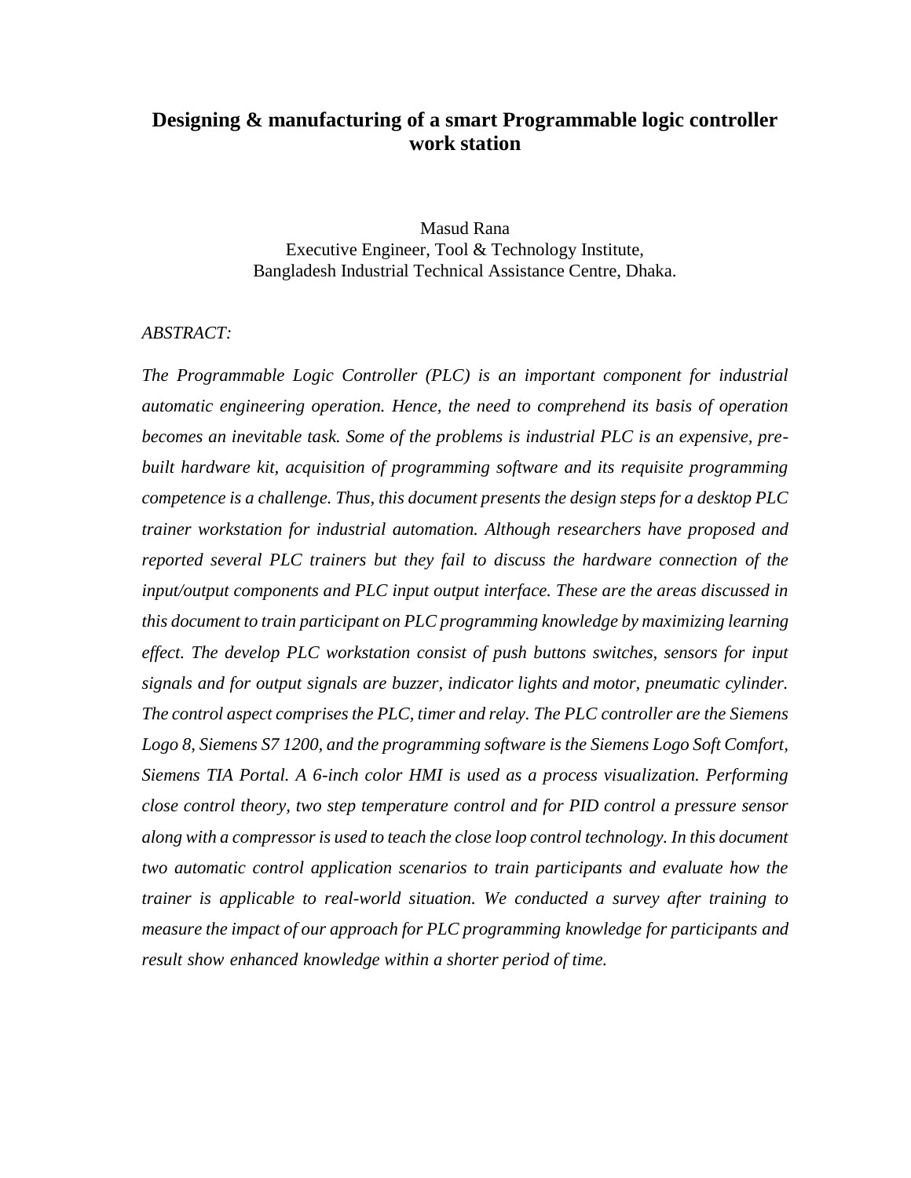# Designing & manufacturing of a smart Programmable logic controller work station

Masud Rana
Executive Engineer, Tool & Technology Institute,
Bangladesh Industrial Technical Assistance Centre, Dhaka.

*ABSTRACT:*

*The Programmable Logic Controller (PLC) is an important component for industrial automatic engineering operation. Hence, the need to comprehend its basis of operation becomes an inevitable task. Some of the problems is industrial PLC is an expensive, pre-built hardware kit, acquisition of programming software and its requisite programming competence is a challenge. Thus, this document presents the design steps for a desktop PLC trainer workstation for industrial automation. Although researchers have proposed and reported several PLC trainers but they fail to discuss the hardware connection of the input/output components and PLC input output interface. These are the areas discussed in this document to train participant on PLC programming knowledge by maximizing learning effect. The develop PLC workstation consist of push buttons switches, sensors for input signals and for output signals are buzzer, indicator lights and motor, pneumatic cylinder. The control aspect comprises the PLC, timer and relay. The PLC controller are the Siemens Logo 8, Siemens S7 1200, and the programming software is the Siemens Logo Soft Comfort, Siemens TIA Portal. A 6-inch color HMI is used as a process visualization. Performing close control theory, two step temperature control and for PID control a pressure sensor along with a compressor is used to teach the close loop control technology. In this document two automatic control application scenarios to train participants and evaluate how the trainer is applicable to real-world situation. We conducted a survey after training to measure the impact of our approach for PLC programming knowledge for participants and result show enhanced knowledge within a shorter period of time.*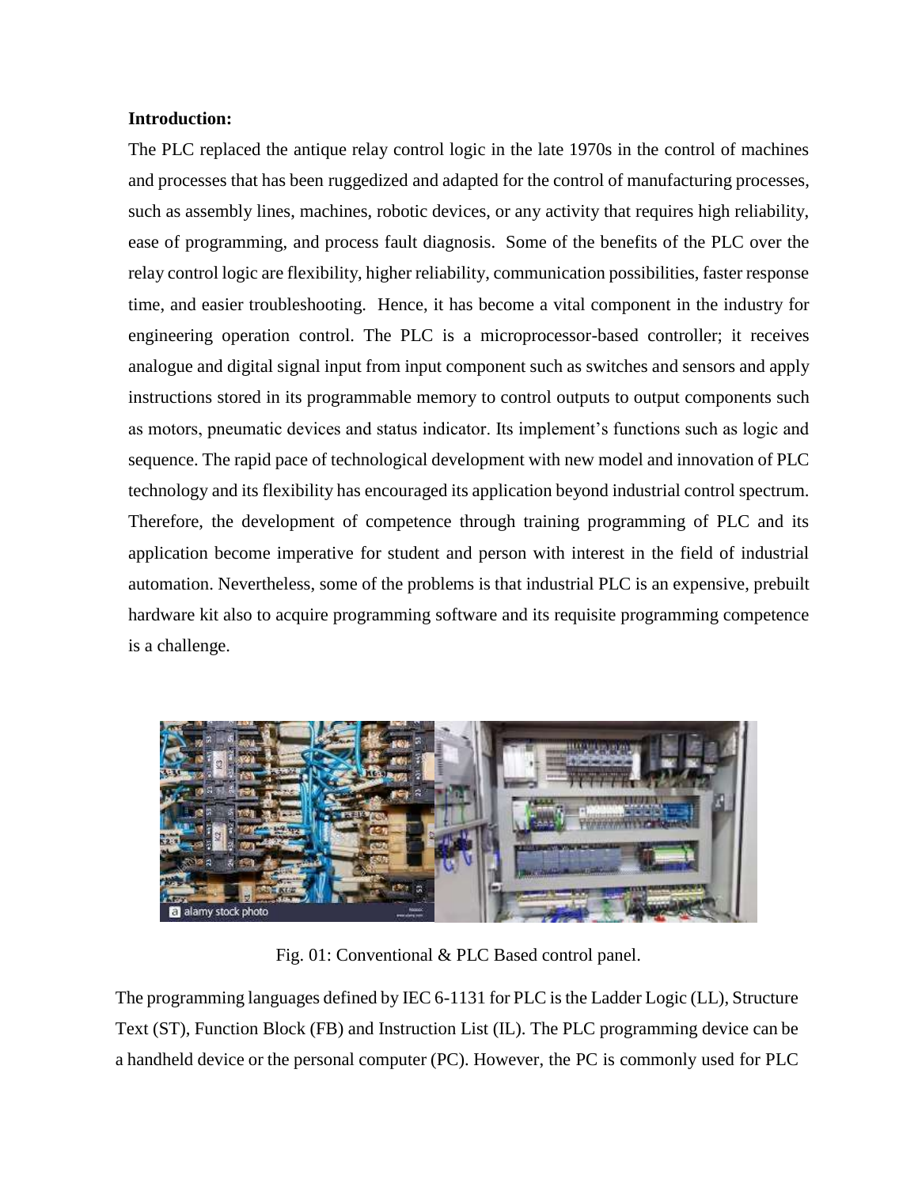**Introduction:**

The PLC replaced the antique relay control logic in the late 1970s in the control of machines and processes that has been ruggedized and adapted for the control of manufacturing processes, such as assembly lines, machines, robotic devices, or any activity that requires high reliability, ease of programming, and process fault diagnosis. Some of the benefits of the PLC over the relay control logic are flexibility, higher reliability, communication possibilities, faster response time, and easier troubleshooting. Hence, it has become a vital component in the industry for engineering operation control. The PLC is a microprocessor-based controller; it receives analogue and digital signal input from input component such as switches and sensors and apply instructions stored in its programmable memory to control outputs to output components such as motors, pneumatic devices and status indicator. Its implement's functions such as logic and sequence. The rapid pace of technological development with new model and innovation of PLC technology and its flexibility has encouraged its application beyond industrial control spectrum. Therefore, the development of competence through training programming of PLC and its application become imperative for student and person with interest in the field of industrial automation. Nevertheless, some of the problems is that industrial PLC is an expensive, prebuilt hardware kit also to acquire programming software and its requisite programming competence is a challenge.

Fig. 01: Conventional & PLC Based control panel.

The programming languages defined by IEC 6-1131 for PLC is the Ladder Logic (LL), Structure Text (ST), Function Block (FB) and Instruction List (IL). The PLC programming device can be a handheld device or the personal computer (PC). However, the PC is commonly used for PLC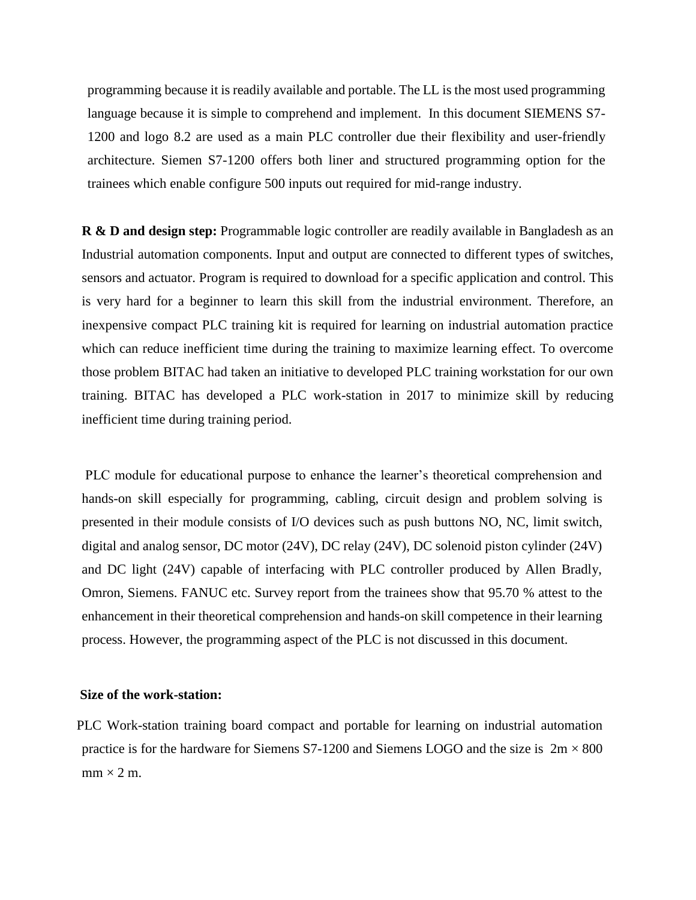programming because it is readily available and portable. The LL is the most used programming language because it is simple to comprehend and implement. In this document SIEMENS S7-1200 and logo 8.2 are used as a main PLC controller due their flexibility and user-friendly architecture. Siemen S7-1200 offers both liner and structured programming option for the trainees which enable configure 500 inputs out required for mid-range industry.

**R & D and design step:** Programmable logic controller are readily available in Bangladesh as an Industrial automation components. Input and output are connected to different types of switches, sensors and actuator. Program is required to download for a specific application and control. This is very hard for a beginner to learn this skill from the industrial environment. Therefore, an inexpensive compact PLC training kit is required for learning on industrial automation practice which can reduce inefficient time during the training to maximize learning effect. To overcome those problem BITAC had taken an initiative to developed PLC training workstation for our own training. BITAC has developed a PLC work-station in 2017 to minimize skill by reducing inefficient time during training period.

PLC module for educational purpose to enhance the learner's theoretical comprehension and hands-on skill especially for programming, cabling, circuit design and problem solving is presented in their module consists of I/O devices such as push buttons NO, NC, limit switch, digital and analog sensor, DC motor (24V), DC relay (24V), DC solenoid piston cylinder (24V) and DC light (24V) capable of interfacing with PLC controller produced by Allen Bradly, Omron, Siemens. FANUC etc. Survey report from the trainees show that 95.70 % attest to the enhancement in their theoretical comprehension and hands-on skill competence in their learning process. However, the programming aspect of the PLC is not discussed in this document.

**Size of the work-station:**

PLC Work-station training board compact and portable for learning on industrial automation practice is for the hardware for Siemens S7-1200 and Siemens LOGO and the size is 2m × 800 mm × 2 m.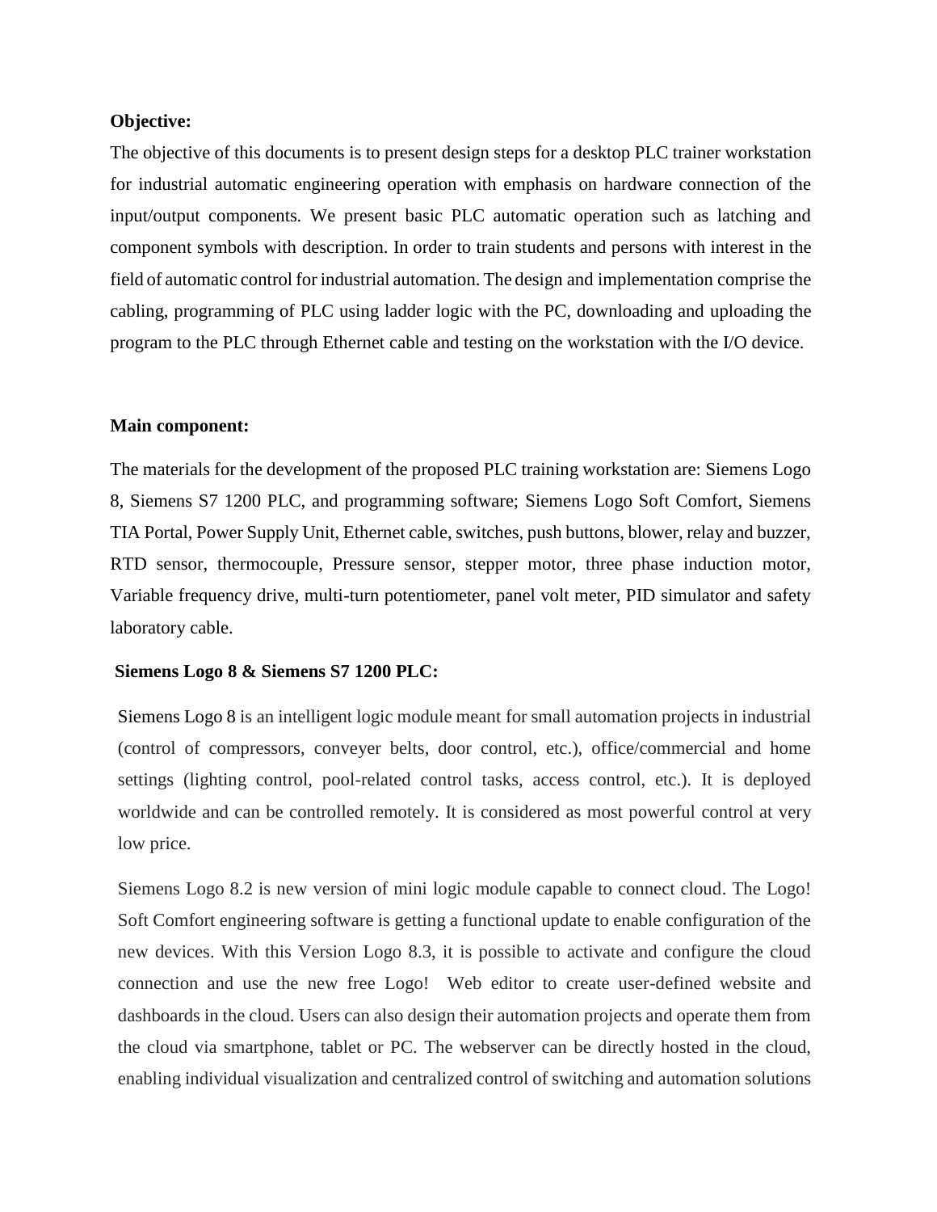**Objective:**

The objective of this documents is to present design steps for a desktop PLC trainer workstation for industrial automatic engineering operation with emphasis on hardware connection of the input/output components. We present basic PLC automatic operation such as latching and component symbols with description. In order to train students and persons with interest in the field of automatic control for industrial automation. The design and implementation comprise the cabling, programming of PLC using ladder logic with the PC, downloading and uploading the program to the PLC through Ethernet cable and testing on the workstation with the I/O device.

**Main component:**

The materials for the development of the proposed PLC training workstation are: Siemens Logo 8, Siemens S7 1200 PLC, and programming software; Siemens Logo Soft Comfort, Siemens TIA Portal, Power Supply Unit, Ethernet cable, switches, push buttons, blower, relay and buzzer, RTD sensor, thermocouple, Pressure sensor, stepper motor, three phase induction motor, Variable frequency drive, multi-turn potentiometer, panel volt meter, PID simulator and safety laboratory cable.

**Siemens Logo 8 & Siemens S7 1200 PLC:**

Siemens Logo 8 is an intelligent logic module meant for small automation projects in industrial (control of compressors, conveyer belts, door control, etc.), office/commercial and home settings (lighting control, pool-related control tasks, access control, etc.). It is deployed worldwide and can be controlled remotely. It is considered as most powerful control at very low price.

Siemens Logo 8.2 is new version of mini logic module capable to connect cloud. The Logo! Soft Comfort engineering software is getting a functional update to enable configuration of the new devices. With this Version Logo 8.3, it is possible to activate and configure the cloud connection and use the new free Logo! Web editor to create user-defined website and dashboards in the cloud. Users can also design their automation projects and operate them from the cloud via smartphone, tablet or PC. The webserver can be directly hosted in the cloud, enabling individual visualization and centralized control of switching and automation solutions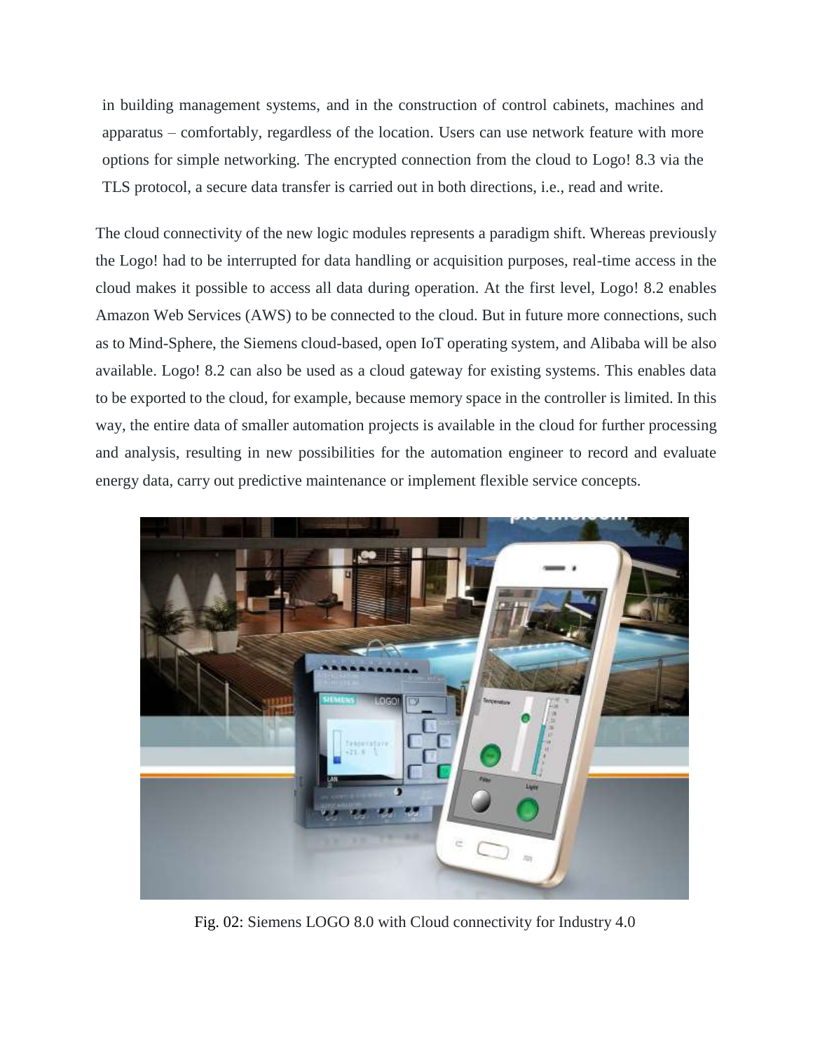in building management systems, and in the construction of control cabinets, machines and apparatus – comfortably, regardless of the location. Users can use network feature with more options for simple networking. The encrypted connection from the cloud to Logo! 8.3 via the TLS protocol, a secure data transfer is carried out in both directions, i.e., read and write.

The cloud connectivity of the new logic modules represents a paradigm shift. Whereas previously the Logo! had to be interrupted for data handling or acquisition purposes, real-time access in the cloud makes it possible to access all data during operation. At the first level, Logo! 8.2 enables Amazon Web Services (AWS) to be connected to the cloud. But in future more connections, such as to Mind-Sphere, the Siemens cloud-based, open IoT operating system, and Alibaba will be also available. Logo! 8.2 can also be used as a cloud gateway for existing systems. This enables data to be exported to the cloud, for example, because memory space in the controller is limited. In this way, the entire data of smaller automation projects is available in the cloud for further processing and analysis, resulting in new possibilities for the automation engineer to record and evaluate energy data, carry out predictive maintenance or implement flexible service concepts.

Fig. 02: Siemens LOGO 8.0 with Cloud connectivity for Industry 4.0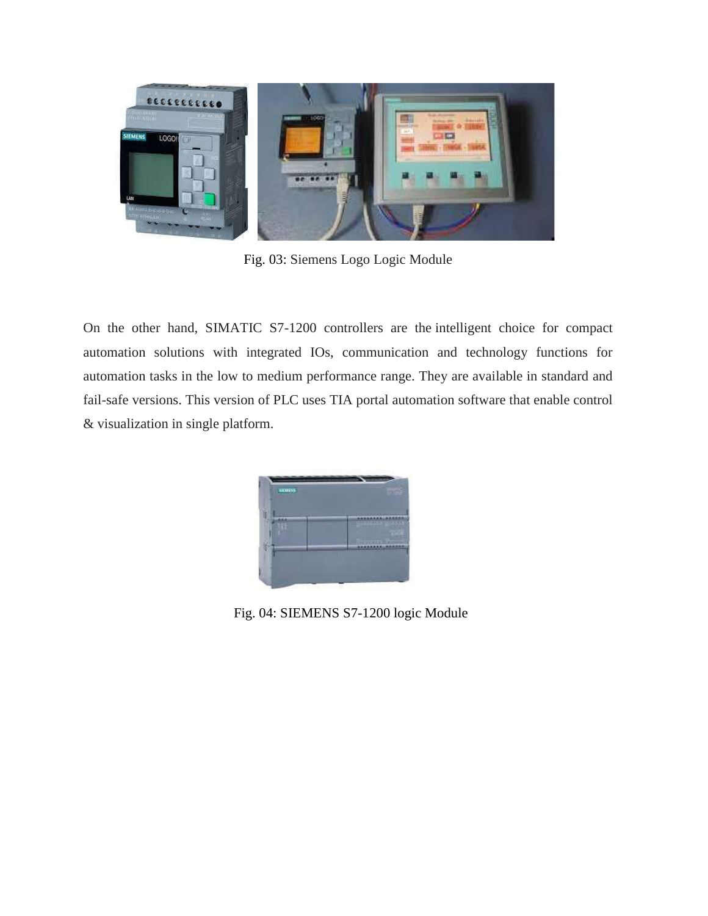Fig. 03: Siemens Logo Logic Module

On the other hand, SIMATIC S7-1200 controllers are the intelligent choice for compact automation solutions with integrated IOs, communication and technology functions for automation tasks in the low to medium performance range. They are available in standard and fail-safe versions. This version of PLC uses TIA portal automation software that enable control & visualization in single platform.

Fig. 04: SIEMENS S7-1200 logic Module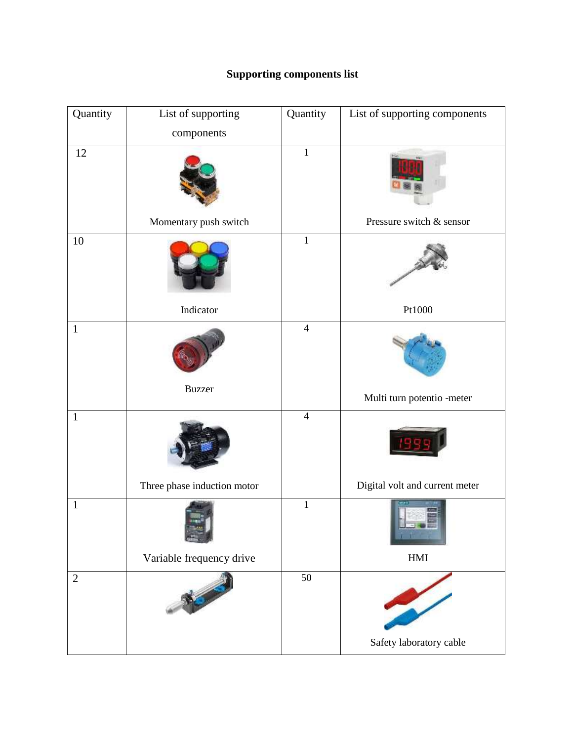**Supporting components list**

| Quantity | List of supporting components | Quantity | List of supporting components |
|---|---|---|---|
| 12 | Momentary push switch | 1 | Pressure switch & sensor |
| 10 | Indicator | 1 | Pt1000 |
| 1 | Buzzer | 4 | Multi turn potentio -meter |
| 1 | Three phase induction motor | 4 | Digital volt and current meter |
| 1 | Variable frequency drive | 1 | HMI |
| 2 | | 50 | Safety laboratory cable |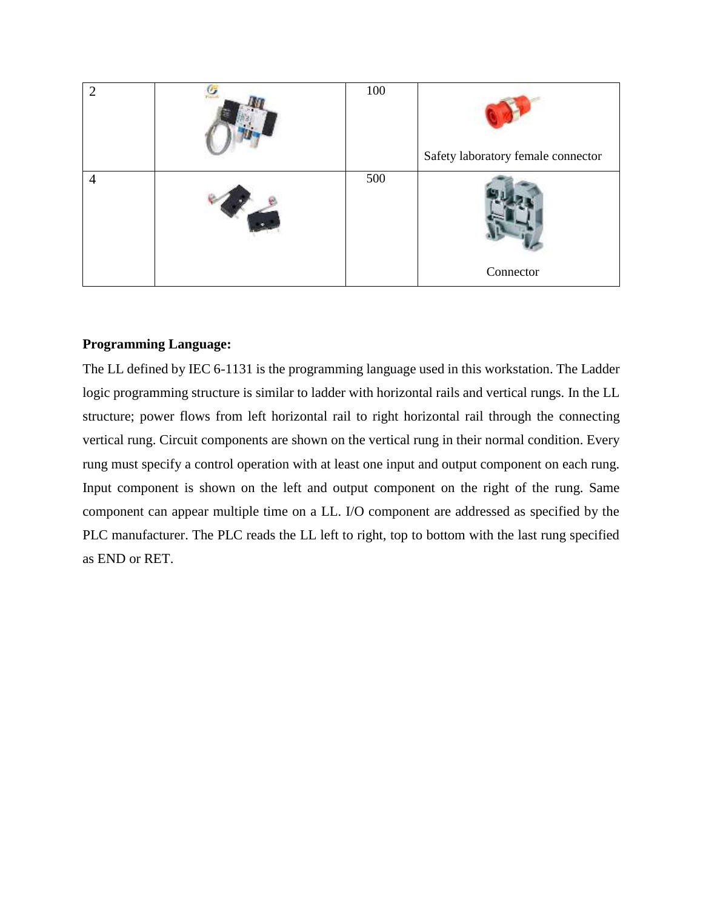| | | | |
|---|---|---|---|
| 2 | | 100 | Safety laboratory female connector |
| 4 | | 500 | Connector |

**Programming Language:**

The LL defined by IEC 6-1131 is the programming language used in this workstation. The Ladder logic programming structure is similar to ladder with horizontal rails and vertical rungs. In the LL structure; power flows from left horizontal rail to right horizontal rail through the connecting vertical rung. Circuit components are shown on the vertical rung in their normal condition. Every rung must specify a control operation with at least one input and output component on each rung. Input component is shown on the left and output component on the right of the rung. Same component can appear multiple time on a LL. I/O component are addressed as specified by the PLC manufacturer. The PLC reads the LL left to right, top to bottom with the last rung specified as END or RET.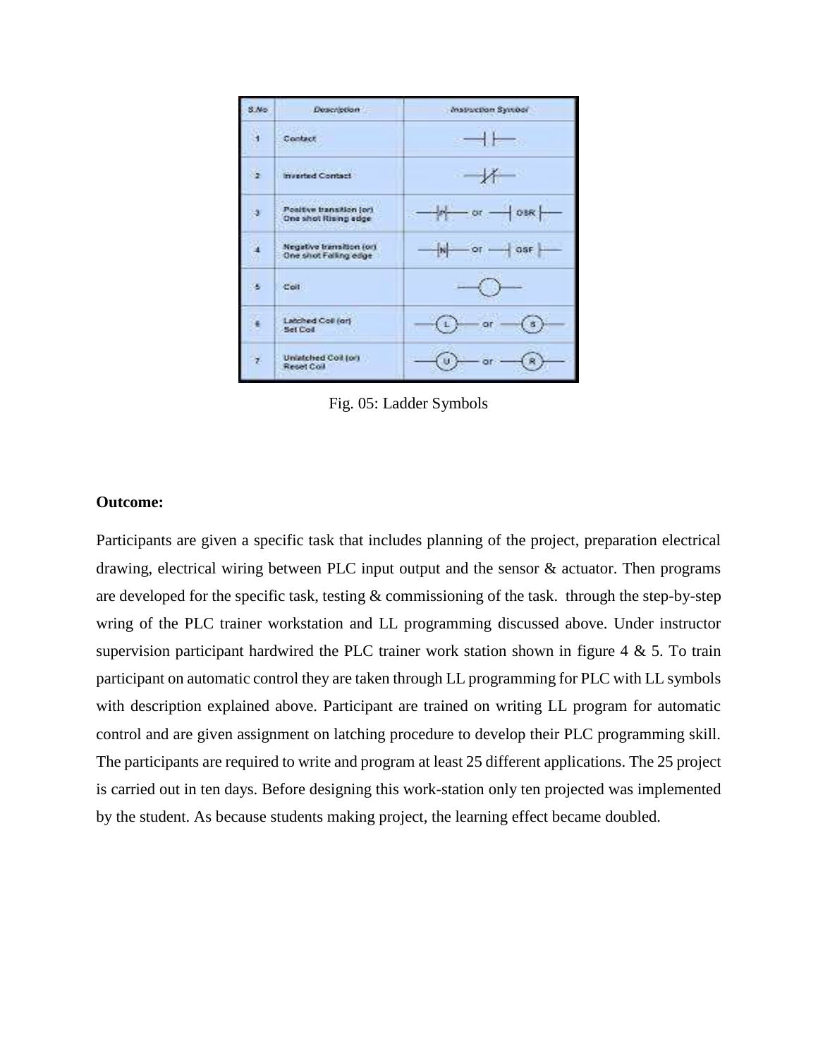| S.No | Description | Instruction Symbol |
|---|---|---|
| 1 | Contact | —\| \|— |
| 2 | Inverted Contact | —\|/\|— |
| 3 | Positive transition (or) One shot Rising edge | —\|P\|— or —\| OSR \|— |
| 4 | Negative transition (or) One shot Falling edge | —\|N\|— or —\| OSF \|— |
| 5 | Coil | —( )— |
| 6 | Latched Coil (or) Set Coil | —(L)— or —(S)— |
| 7 | Unlatched Coil (or) Reset Coil | —(U)— or —(R)— |

Fig. 05: Ladder Symbols

**Outcome:**

Participants are given a specific task that includes planning of the project, preparation electrical drawing, electrical wiring between PLC input output and the sensor & actuator. Then programs are developed for the specific task, testing & commissioning of the task. through the step-by-step wring of the PLC trainer workstation and LL programming discussed above. Under instructor supervision participant hardwired the PLC trainer work station shown in figure 4 & 5. To train participant on automatic control they are taken through LL programming for PLC with LL symbols with description explained above. Participant are trained on writing LL program for automatic control and are given assignment on latching procedure to develop their PLC programming skill. The participants are required to write and program at least 25 different applications. The 25 project is carried out in ten days. Before designing this work-station only ten projected was implemented by the student. As because students making project, the learning effect became doubled.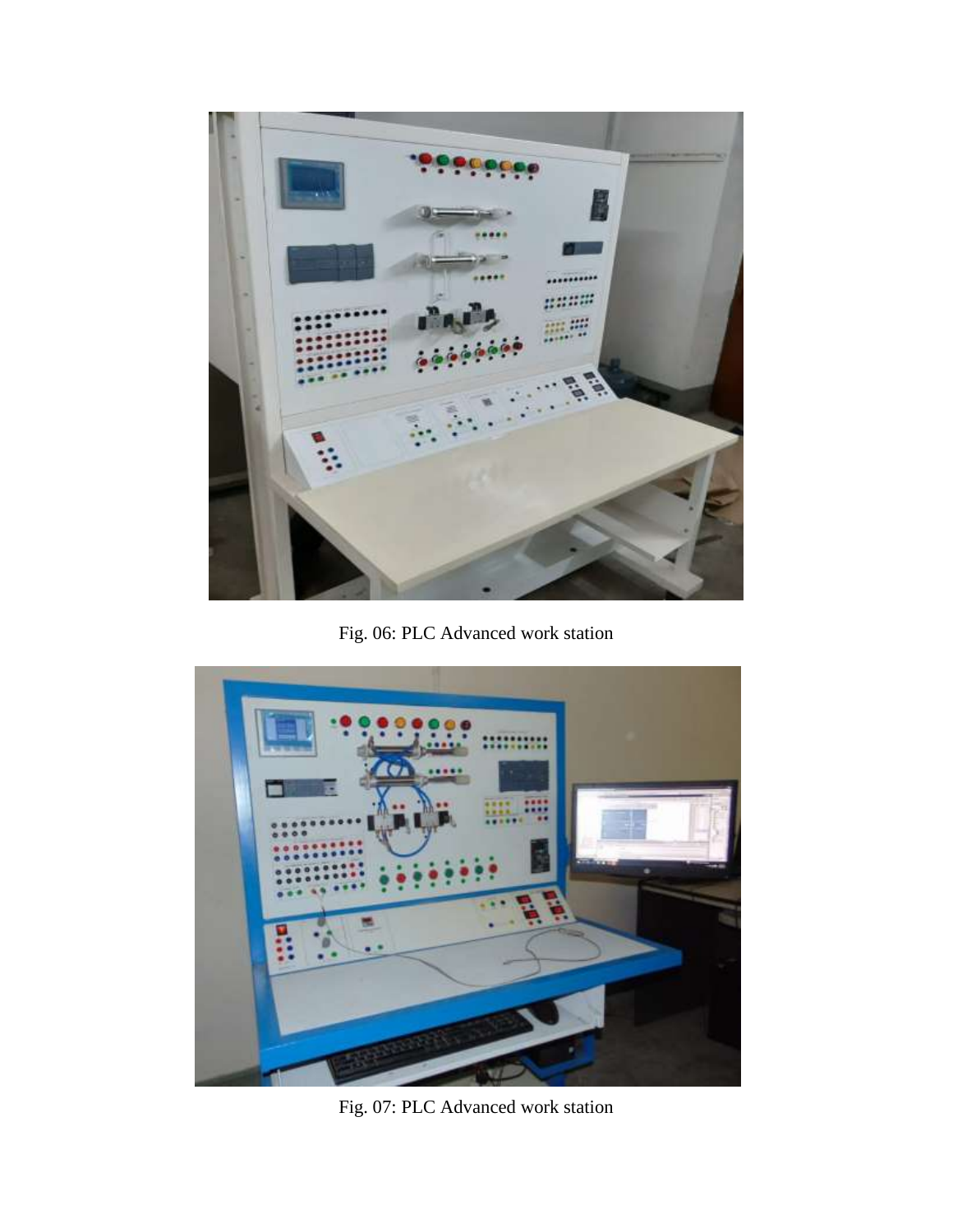Fig. 06: PLC Advanced work station

Fig. 07: PLC Advanced work station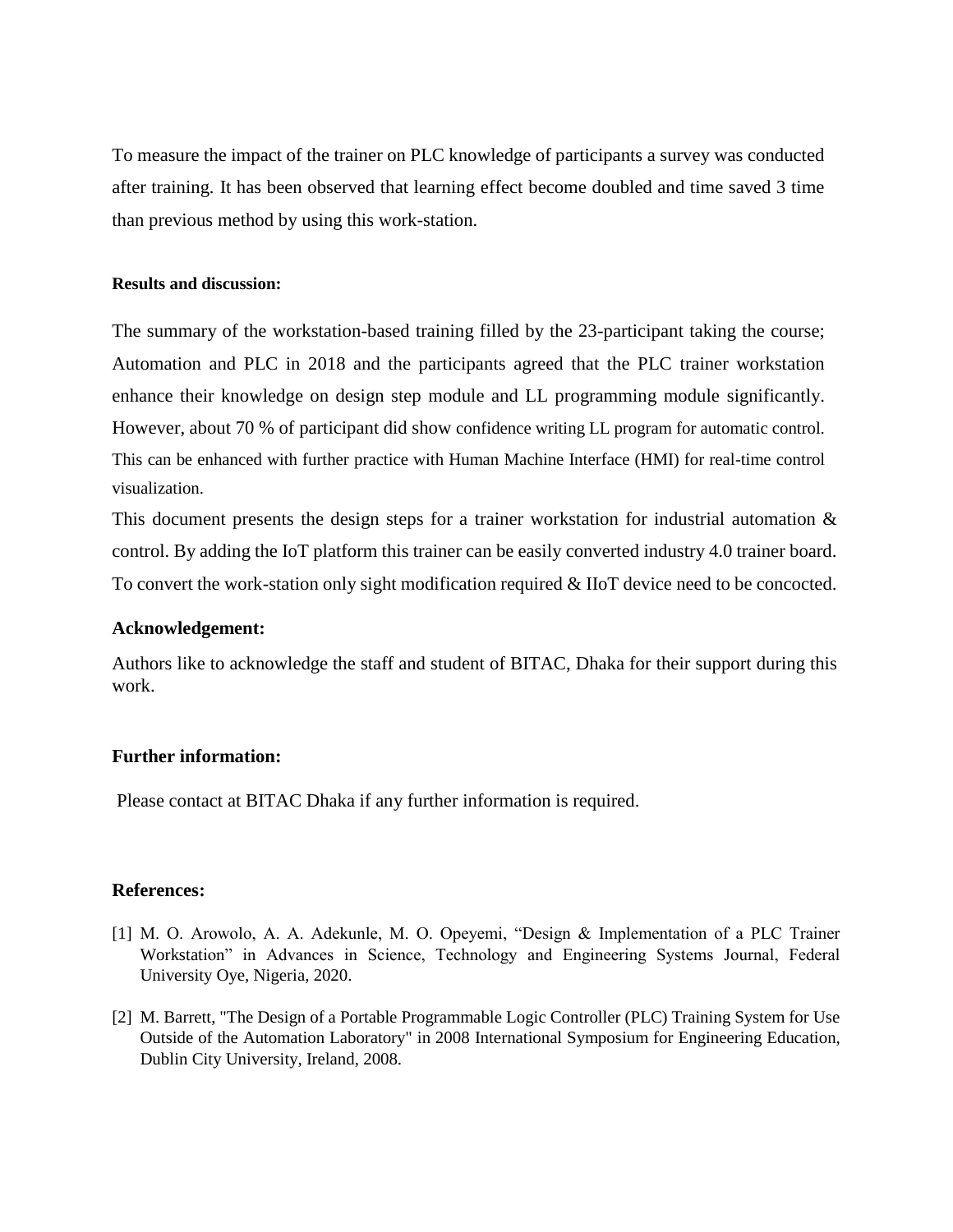To measure the impact of the trainer on PLC knowledge of participants a survey was conducted after training. It has been observed that learning effect become doubled and time saved 3 time than previous method by using this work-station.

#### Results and discussion:

The summary of the workstation-based training filled by the 23-participant taking the course; Automation and PLC in 2018 and the participants agreed that the PLC trainer workstation enhance their knowledge on design step module and LL programming module significantly. However, about 70 % of participant did show confidence writing LL program for automatic control. This can be enhanced with further practice with Human Machine Interface (HMI) for real-time control visualization.

This document presents the design steps for a trainer workstation for industrial automation & control. By adding the IoT platform this trainer can be easily converted industry 4.0 trainer board. To convert the work-station only sight modification required & IIoT device need to be concocted.

### Acknowledgement:

Authors like to acknowledge the staff and student of BITAC, Dhaka for their support during this work.

### Further information:

Please contact at BITAC Dhaka if any further information is required.

### References:

[1] M. O. Arowolo, A. A. Adekunle, M. O. Opeyemi, "Design & Implementation of a PLC Trainer Workstation" in Advances in Science, Technology and Engineering Systems Journal, Federal University Oye, Nigeria, 2020.

[2] M. Barrett, "The Design of a Portable Programmable Logic Controller (PLC) Training System for Use Outside of the Automation Laboratory" in 2008 International Symposium for Engineering Education, Dublin City University, Ireland, 2008.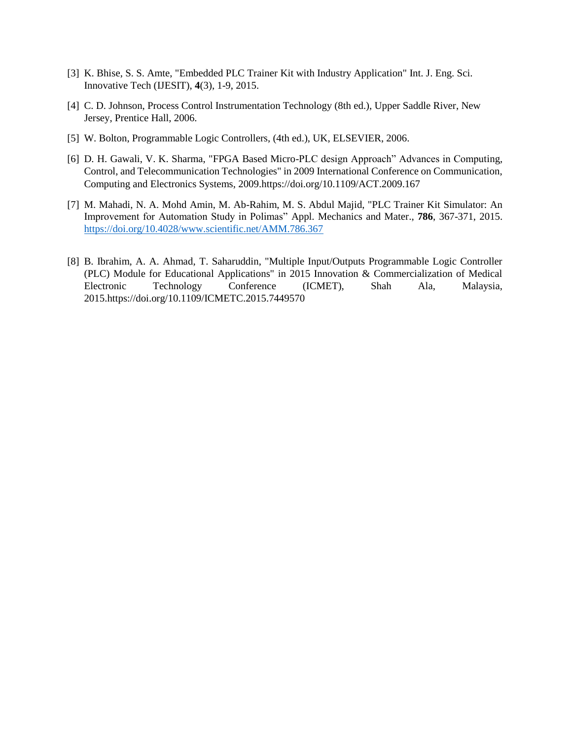[3] K. Bhise, S. S. Amte, "Embedded PLC Trainer Kit with Industry Application" Int. J. Eng. Sci. Innovative Tech (IJESIT), **4**(3), 1-9, 2015.

[4] C. D. Johnson, Process Control Instrumentation Technology (8th ed.), Upper Saddle River, New Jersey, Prentice Hall, 2006.

[5] W. Bolton, Programmable Logic Controllers, (4th ed.), UK, ELSEVIER, 2006.

[6] D. H. Gawali, V. K. Sharma, "FPGA Based Micro-PLC design Approach" Advances in Computing, Control, and Telecommunication Technologies" in 2009 International Conference on Communication, Computing and Electronics Systems, 2009.https://doi.org/10.1109/ACT.2009.167

[7] M. Mahadi, N. A. Mohd Amin, M. Ab-Rahim, M. S. Abdul Majid, "PLC Trainer Kit Simulator: An Improvement for Automation Study in Polimas" Appl. Mechanics and Mater., **786**, 367-371, 2015. https://doi.org/10.4028/www.scientific.net/AMM.786.367

[8] B. Ibrahim, A. A. Ahmad, T. Saharuddin, "Multiple Input/Outputs Programmable Logic Controller (PLC) Module for Educational Applications" in 2015 Innovation & Commercialization of Medical Electronic Technology Conference (ICMET), Shah Ala, Malaysia, 2015.https://doi.org/10.1109/ICMETC.2015.7449570